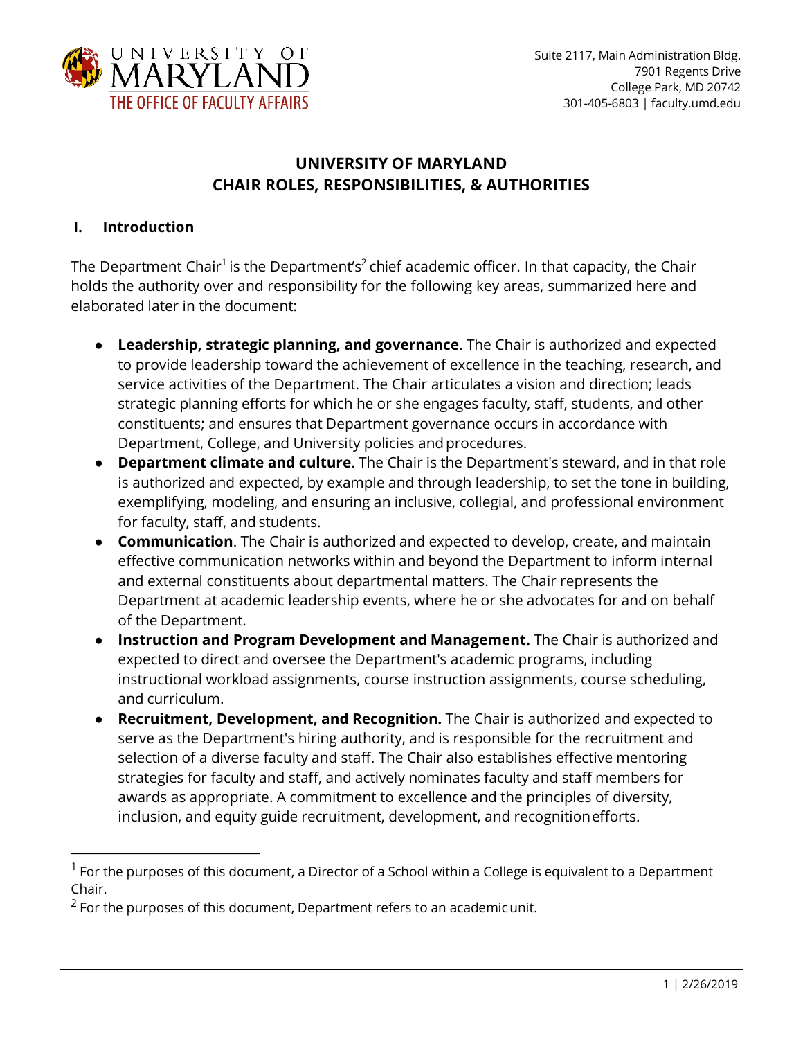UNIVERSITY OF MARYLAND
THE OFFICE OF FACULTY AFFAIRS

Suite 2117, Main Administration Bldg.
7901 Regents Drive
College Park, MD 20742
301-405-6803 | faculty.umd.edu

# UNIVERSITY OF MARYLAND
# CHAIR ROLES, RESPONSIBILITIES, & AUTHORITIES

## I. Introduction

The Department Chair[1] is the Department's[2] chief academic officer. In that capacity, the Chair holds the authority over and responsibility for the following key areas, summarized here and elaborated later in the document:

- **Leadership, strategic planning, and governance**. The Chair is authorized and expected to provide leadership toward the achievement of excellence in the teaching, research, and service activities of the Department. The Chair articulates a vision and direction; leads strategic planning efforts for which he or she engages faculty, staff, students, and other constituents; and ensures that Department governance occurs in accordance with Department, College, and University policies and procedures.
- **Department climate and culture**. The Chair is the Department's steward, and in that role is authorized and expected, by example and through leadership, to set the tone in building, exemplifying, modeling, and ensuring an inclusive, collegial, and professional environment for faculty, staff, and students.
- **Communication**. The Chair is authorized and expected to develop, create, and maintain effective communication networks within and beyond the Department to inform internal and external constituents about departmental matters. The Chair represents the Department at academic leadership events, where he or she advocates for and on behalf of the Department.
- **Instruction and Program Development and Management.** The Chair is authorized and expected to direct and oversee the Department's academic programs, including instructional workload assignments, course instruction assignments, course scheduling, and curriculum.
- **Recruitment, Development, and Recognition.** The Chair is authorized and expected to serve as the Department's hiring authority, and is responsible for the recruitment and selection of a diverse faculty and staff. The Chair also establishes effective mentoring strategies for faculty and staff, and actively nominates faculty and staff members for awards as appropriate. A commitment to excellence and the principles of diversity, inclusion, and equity guide recruitment, development, and recognition efforts.

---

[1] For the purposes of this document, a Director of a School within a College is equivalent to a Department Chair.

[2] For the purposes of this document, Department refers to an academic unit.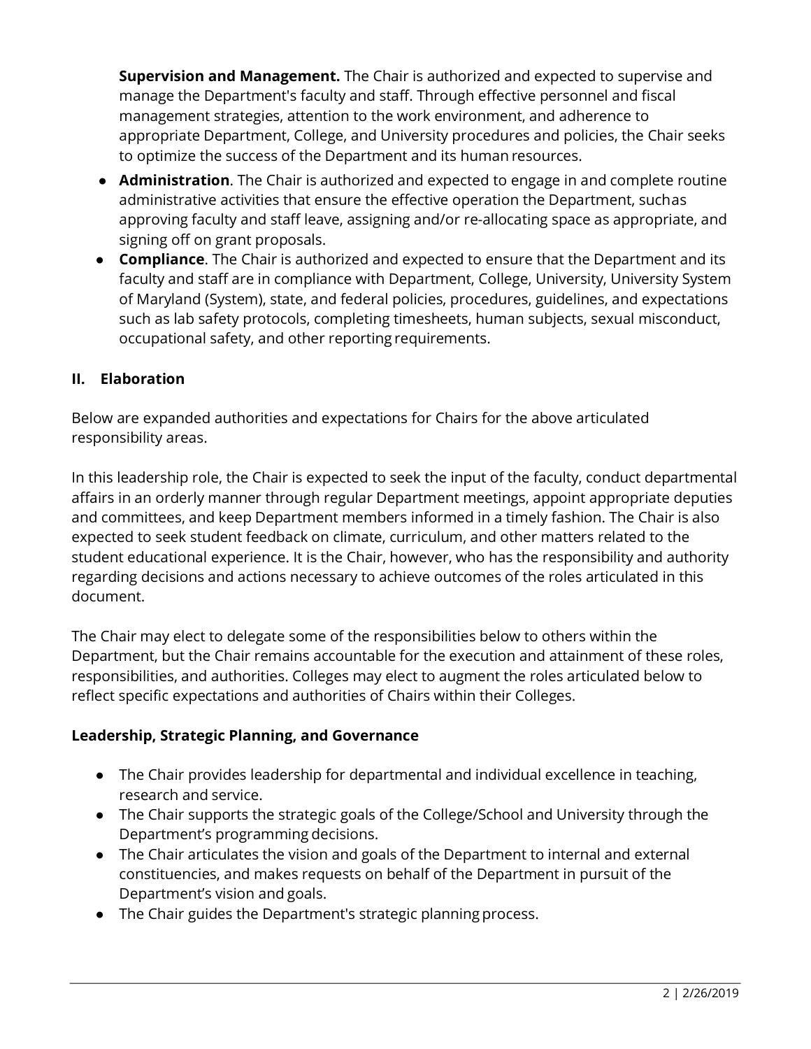**Supervision and Management.** The Chair is authorized and expected to supervise and manage the Department's faculty and staff. Through effective personnel and fiscal management strategies, attention to the work environment, and adherence to appropriate Department, College, and University procedures and policies, the Chair seeks to optimize the success of the Department and its human resources.

- **Administration**. The Chair is authorized and expected to engage in and complete routine administrative activities that ensure the effective operation the Department, suchas approving faculty and staff leave, assigning and/or re-allocating space as appropriate, and signing off on grant proposals.
- **Compliance**. The Chair is authorized and expected to ensure that the Department and its faculty and staff are in compliance with Department, College, University, University System of Maryland (System), state, and federal policies, procedures, guidelines, and expectations such as lab safety protocols, completing timesheets, human subjects, sexual misconduct, occupational safety, and other reporting requirements.

## II. Elaboration

Below are expanded authorities and expectations for Chairs for the above articulated responsibility areas.

In this leadership role, the Chair is expected to seek the input of the faculty, conduct departmental affairs in an orderly manner through regular Department meetings, appoint appropriate deputies and committees, and keep Department members informed in a timely fashion. The Chair is also expected to seek student feedback on climate, curriculum, and other matters related to the student educational experience. It is the Chair, however, who has the responsibility and authority regarding decisions and actions necessary to achieve outcomes of the roles articulated in this document.

The Chair may elect to delegate some of the responsibilities below to others within the Department, but the Chair remains accountable for the execution and attainment of these roles, responsibilities, and authorities. Colleges may elect to augment the roles articulated below to reflect specific expectations and authorities of Chairs within their Colleges.

### Leadership, Strategic Planning, and Governance

- The Chair provides leadership for departmental and individual excellence in teaching, research and service.
- The Chair supports the strategic goals of the College/School and University through the Department's programming decisions.
- The Chair articulates the vision and goals of the Department to internal and external constituencies, and makes requests on behalf of the Department in pursuit of the Department's vision and goals.
- The Chair guides the Department's strategic planning process.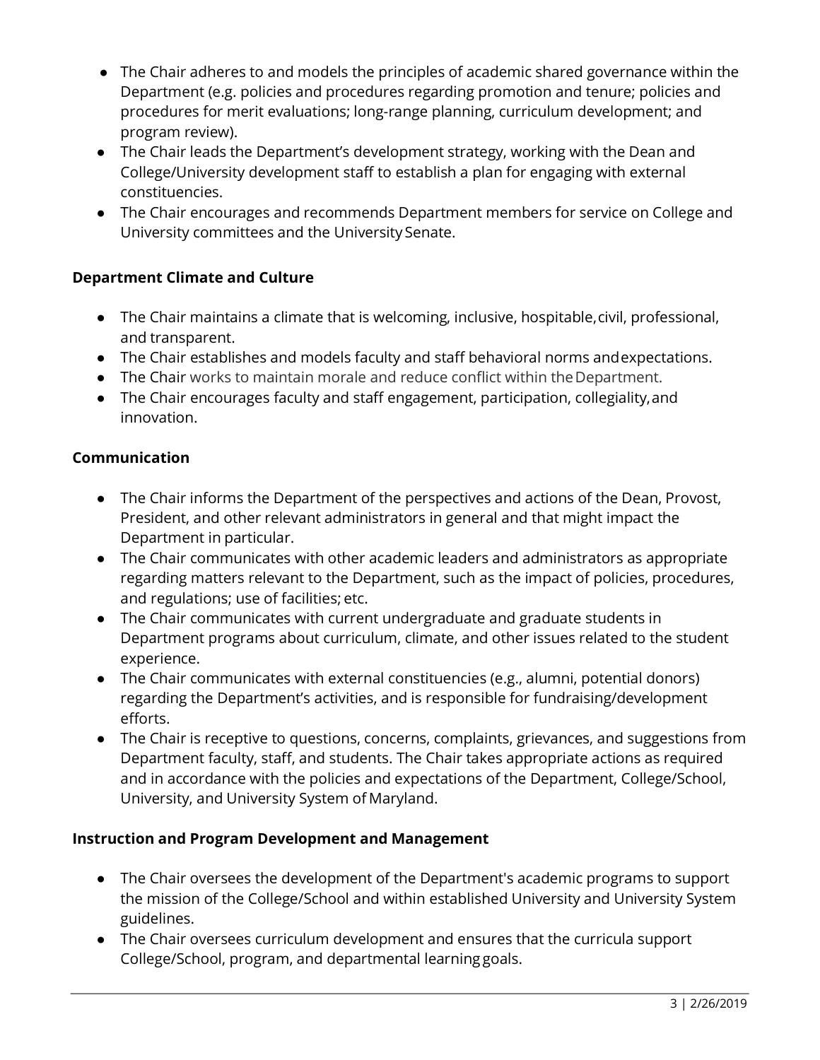- The Chair adheres to and models the principles of academic shared governance within the Department (e.g. policies and procedures regarding promotion and tenure; policies and procedures for merit evaluations; long-range planning, curriculum development; and program review).
- The Chair leads the Department's development strategy, working with the Dean and College/University development staff to establish a plan for engaging with external constituencies.
- The Chair encourages and recommends Department members for service on College and University committees and the University Senate.

**Department Climate and Culture**

- The Chair maintains a climate that is welcoming, inclusive, hospitable, civil, professional, and transparent.
- The Chair establishes and models faculty and staff behavioral norms and expectations.
- The Chair works to maintain morale and reduce conflict within the Department.
- The Chair encourages faculty and staff engagement, participation, collegiality, and innovation.

**Communication**

- The Chair informs the Department of the perspectives and actions of the Dean, Provost, President, and other relevant administrators in general and that might impact the Department in particular.
- The Chair communicates with other academic leaders and administrators as appropriate regarding matters relevant to the Department, such as the impact of policies, procedures, and regulations; use of facilities; etc.
- The Chair communicates with current undergraduate and graduate students in Department programs about curriculum, climate, and other issues related to the student experience.
- The Chair communicates with external constituencies (e.g., alumni, potential donors) regarding the Department's activities, and is responsible for fundraising/development efforts.
- The Chair is receptive to questions, concerns, complaints, grievances, and suggestions from Department faculty, staff, and students. The Chair takes appropriate actions as required and in accordance with the policies and expectations of the Department, College/School, University, and University System of Maryland.

**Instruction and Program Development and Management**

- The Chair oversees the development of the Department's academic programs to support the mission of the College/School and within established University and University System guidelines.
- The Chair oversees curriculum development and ensures that the curricula support College/School, program, and departmental learning goals.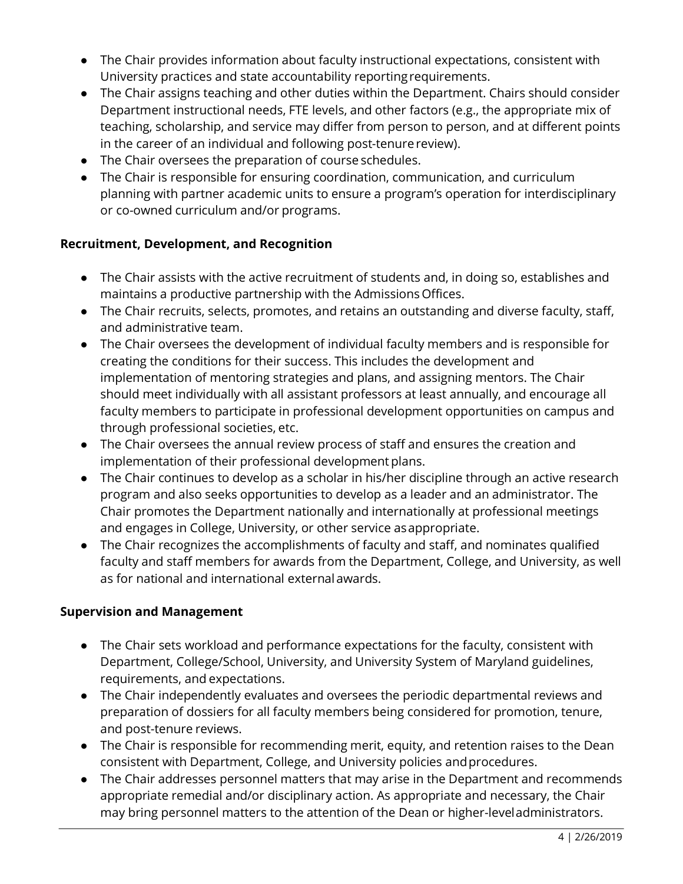- The Chair provides information about faculty instructional expectations, consistent with University practices and state accountability reporting requirements.
- The Chair assigns teaching and other duties within the Department. Chairs should consider Department instructional needs, FTE levels, and other factors (e.g., the appropriate mix of teaching, scholarship, and service may differ from person to person, and at different points in the career of an individual and following post-tenure review).
- The Chair oversees the preparation of course schedules.
- The Chair is responsible for ensuring coordination, communication, and curriculum planning with partner academic units to ensure a program's operation for interdisciplinary or co-owned curriculum and/or programs.

**Recruitment, Development, and Recognition**

- The Chair assists with the active recruitment of students and, in doing so, establishes and maintains a productive partnership with the Admissions Offices.
- The Chair recruits, selects, promotes, and retains an outstanding and diverse faculty, staff, and administrative team.
- The Chair oversees the development of individual faculty members and is responsible for creating the conditions for their success. This includes the development and implementation of mentoring strategies and plans, and assigning mentors. The Chair should meet individually with all assistant professors at least annually, and encourage all faculty members to participate in professional development opportunities on campus and through professional societies, etc.
- The Chair oversees the annual review process of staff and ensures the creation and implementation of their professional development plans.
- The Chair continues to develop as a scholar in his/her discipline through an active research program and also seeks opportunities to develop as a leader and an administrator. The Chair promotes the Department nationally and internationally at professional meetings and engages in College, University, or other service as appropriate.
- The Chair recognizes the accomplishments of faculty and staff, and nominates qualified faculty and staff members for awards from the Department, College, and University, as well as for national and international external awards.

**Supervision and Management**

- The Chair sets workload and performance expectations for the faculty, consistent with Department, College/School, University, and University System of Maryland guidelines, requirements, and expectations.
- The Chair independently evaluates and oversees the periodic departmental reviews and preparation of dossiers for all faculty members being considered for promotion, tenure, and post-tenure reviews.
- The Chair is responsible for recommending merit, equity, and retention raises to the Dean consistent with Department, College, and University policies and procedures.
- The Chair addresses personnel matters that may arise in the Department and recommends appropriate remedial and/or disciplinary action. As appropriate and necessary, the Chair may bring personnel matters to the attention of the Dean or higher-level administrators.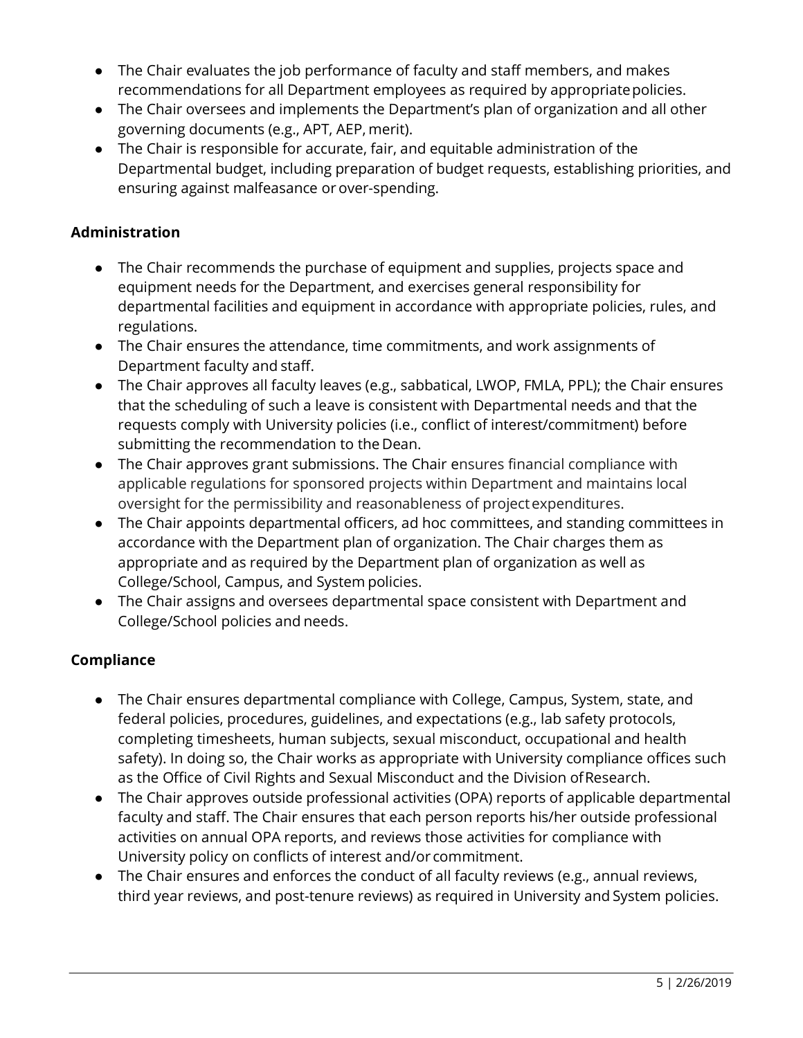- The Chair evaluates the job performance of faculty and staff members, and makes recommendations for all Department employees as required by appropriate policies.
- The Chair oversees and implements the Department's plan of organization and all other governing documents (e.g., APT, AEP, merit).
- The Chair is responsible for accurate, fair, and equitable administration of the Departmental budget, including preparation of budget requests, establishing priorities, and ensuring against malfeasance or over-spending.

**Administration**

- The Chair recommends the purchase of equipment and supplies, projects space and equipment needs for the Department, and exercises general responsibility for departmental facilities and equipment in accordance with appropriate policies, rules, and regulations.
- The Chair ensures the attendance, time commitments, and work assignments of Department faculty and staff.
- The Chair approves all faculty leaves (e.g., sabbatical, LWOP, FMLA, PPL); the Chair ensures that the scheduling of such a leave is consistent with Departmental needs and that the requests comply with University policies (i.e., conflict of interest/commitment) before submitting the recommendation to the Dean.
- The Chair approves grant submissions. The Chair ensures financial compliance with applicable regulations for sponsored projects within Department and maintains local oversight for the permissibility and reasonableness of project expenditures.
- The Chair appoints departmental officers, ad hoc committees, and standing committees in accordance with the Department plan of organization. The Chair charges them as appropriate and as required by the Department plan of organization as well as College/School, Campus, and System policies.
- The Chair assigns and oversees departmental space consistent with Department and College/School policies and needs.

**Compliance**

- The Chair ensures departmental compliance with College, Campus, System, state, and federal policies, procedures, guidelines, and expectations (e.g., lab safety protocols, completing timesheets, human subjects, sexual misconduct, occupational and health safety). In doing so, the Chair works as appropriate with University compliance offices such as the Office of Civil Rights and Sexual Misconduct and the Division of Research.
- The Chair approves outside professional activities (OPA) reports of applicable departmental faculty and staff. The Chair ensures that each person reports his/her outside professional activities on annual OPA reports, and reviews those activities for compliance with University policy on conflicts of interest and/or commitment.
- The Chair ensures and enforces the conduct of all faculty reviews (e.g., annual reviews, third year reviews, and post-tenure reviews) as required in University and System policies.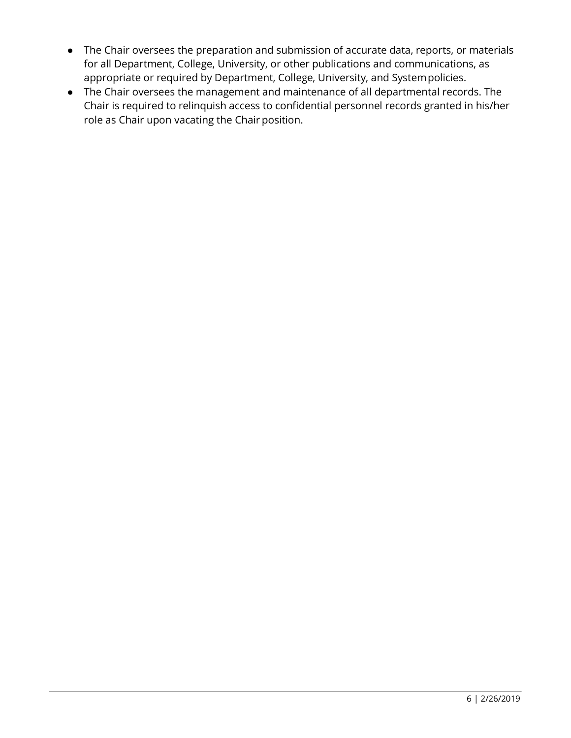- The Chair oversees the preparation and submission of accurate data, reports, or materials for all Department, College, University, or other publications and communications, as appropriate or required by Department, College, University, and System policies.
- The Chair oversees the management and maintenance of all departmental records. The Chair is required to relinquish access to confidential personnel records granted in his/her role as Chair upon vacating the Chair position.